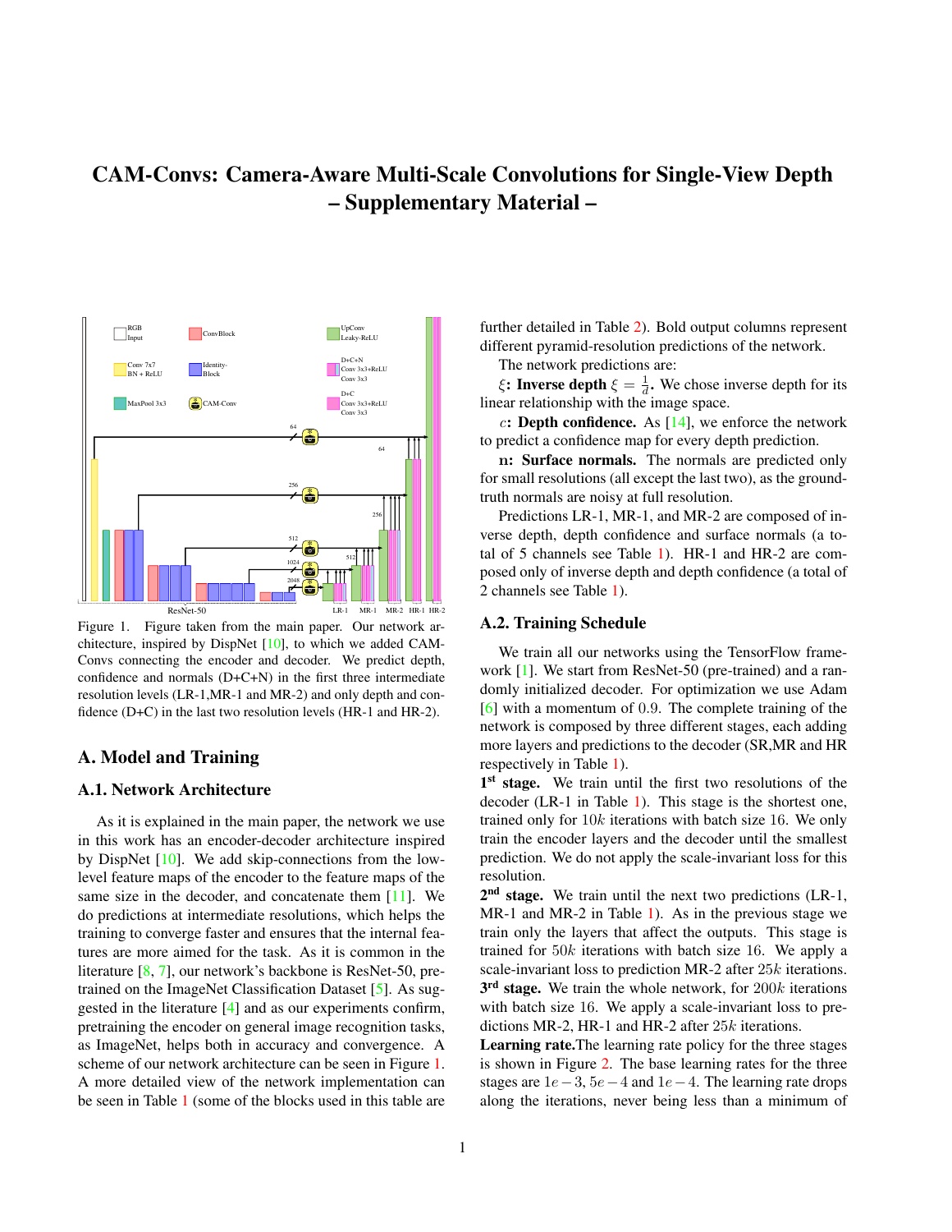# CAM-Convs: Camera-Aware Multi-Scale Convolutions for Single-View Depth – Supplementary Material –

Figure 1. Figure taken from the main paper. Our network architecture, inspired by DispNet [10], to which we added CAM-Convs connecting the encoder and decoder. We predict depth, confidence and normals (D+C+N) in the first three intermediate resolution levels (LR-1,MR-1 and MR-2) and only depth and confidence (D+C) in the last two resolution levels (HR-1 and HR-2).

## A. Model and Training

### A.1. Network Architecture

As it is explained in the main paper, the network we use in this work has an encoder-decoder architecture inspired by DispNet [10]. We add skip-connections from the low-level feature maps of the encoder to the feature maps of the same size in the decoder, and concatenate them [11]. We do predictions at intermediate resolutions, which helps the training to converge faster and ensures that the internal features are more aimed for the task. As it is common in the literature [8, 7], our network's backbone is ResNet-50, pretrained on the ImageNet Classification Dataset [5]. As suggested in the literature [4] and as our experiments confirm, pretraining the encoder on general image recognition tasks, as ImageNet, helps both in accuracy and convergence. A scheme of our network architecture can be seen in Figure 1. A more detailed view of the network implementation can be seen in Table 1 (some of the blocks used in this table are further detailed in Table 2). Bold output columns represent different pyramid-resolution predictions of the network.

The network predictions are:

$\xi$**: Inverse depth** $\xi = \frac{1}{d}$**.** We chose inverse depth for its linear relationship with the image space.

$c$**: Depth confidence.** As [14], we enforce the network to predict a confidence map for every depth prediction.

$\mathbf{n}$**: Surface normals.** The normals are predicted only for small resolutions (all except the last two), as the ground-truth normals are noisy at full resolution.

Predictions LR-1, MR-1, and MR-2 are composed of inverse depth, depth confidence and surface normals (a total of 5 channels see Table 1). HR-1 and HR-2 are composed only of inverse depth and depth confidence (a total of 2 channels see Table 1).

### A.2. Training Schedule

We train all our networks using the TensorFlow framework [1]. We start from ResNet-50 (pre-trained) and a randomly initialized decoder. For optimization we use Adam [6] with a momentum of $0.9$. The complete training of the network is composed by three different stages, each adding more layers and predictions to the decoder (SR,MR and HR respectively in Table 1).

**1st stage.** We train until the first two resolutions of the decoder (LR-1 in Table 1). This stage is the shortest one, trained only for $10k$ iterations with batch size $16$. We only train the encoder layers and the decoder until the smallest prediction. We do not apply the scale-invariant loss for this resolution.

**2nd stage.** We train until the next two predictions (LR-1, MR-1 and MR-2 in Table 1). As in the previous stage we train only the layers that affect the outputs. This stage is trained for $50k$ iterations with batch size $16$. We apply a scale-invariant loss to prediction MR-2 after $25k$ iterations.

**3rd stage.** We train the whole network, for $200k$ iterations with batch size $16$. We apply a scale-invariant loss to predictions MR-2, HR-1 and HR-2 after $25k$ iterations.

**Learning rate.**The learning rate policy for the three stages is shown in Figure 2. The base learning rates for the three stages are $1e-3$, $5e-4$ and $1e-4$. The learning rate drops along the iterations, never being less than a minimum of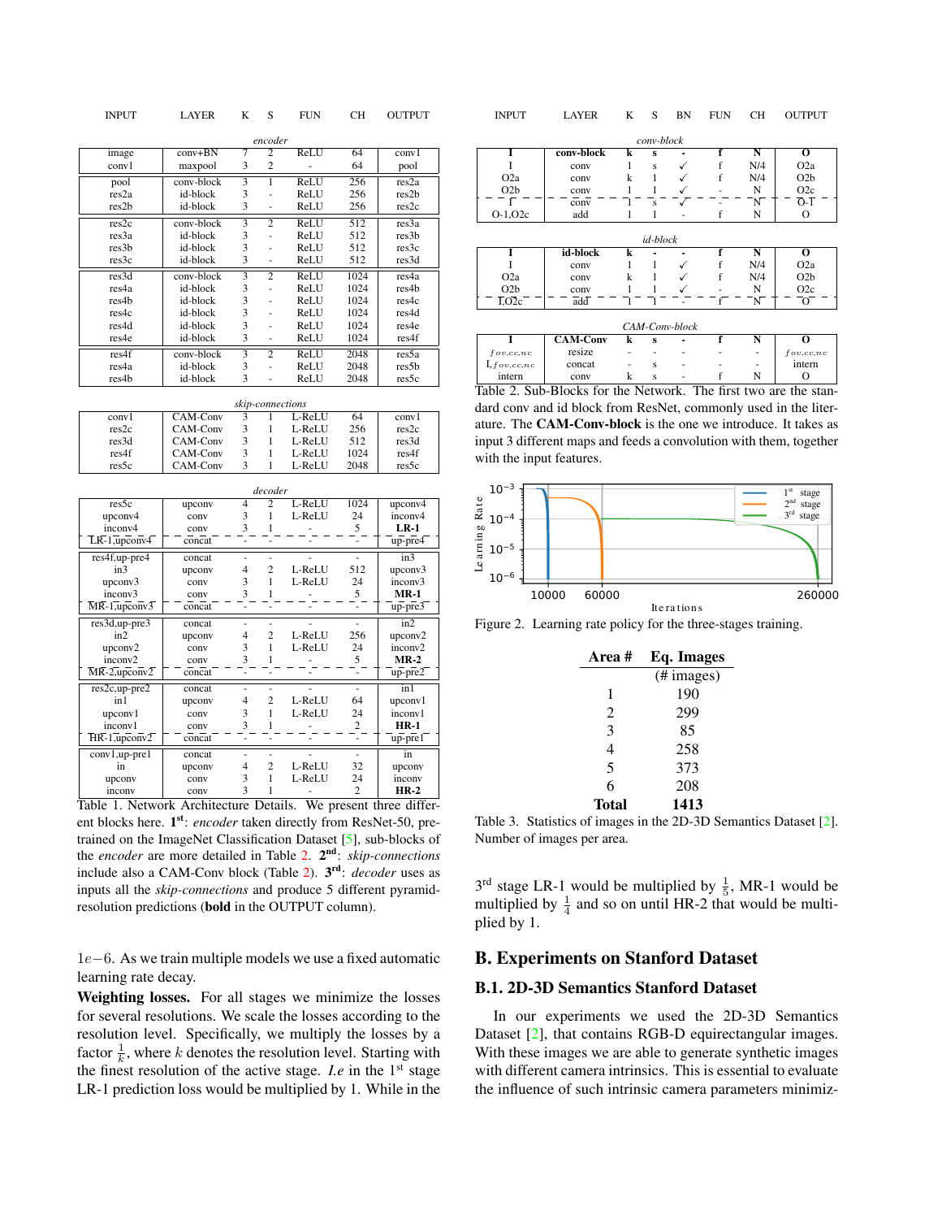| INPUT | LAYER | K | S | FUN | CH | OUTPUT |
|---|---|---|---|---|---|---|
| | | | *encoder* | | | |
| image | conv+BN | 7 | 2 | ReLU | 64 | conv1 |
| conv1 | maxpool | 3 | 2 | | 64 | pool |
| pool | conv-block | 3 | 1 | ReLU | 256 | res2a |
| res2a | id-block | 3 | - | ReLU | 256 | res2b |
| res2b | id-block | 3 | - | ReLU | 256 | res2c |
| res2c | conv-block | 3 | 2 | ReLU | 512 | res3a |
| res3a | id-block | 3 | - | ReLU | 512 | res3b |
| res3b | id-block | 3 | - | ReLU | 512 | res3c |
| res3c | id-block | 3 | - | ReLU | 512 | res3d |
| res3d | conv-block | 3 | 2 | ReLU | 1024 | res4a |
| res4a | id-block | 3 | - | ReLU | 1024 | res4b |
| res4b | id-block | 3 | - | ReLU | 1024 | res4c |
| res4c | id-block | 3 | - | ReLU | 1024 | res4d |
| res4d | id-block | 3 | - | ReLU | 1024 | res4e |
| res4e | id-block | 3 | - | ReLU | 1024 | res4f |
| res4f | conv-block | 3 | 2 | ReLU | 2048 | res5a |
| res4a | id-block | 3 | - | ReLU | 2048 | res5b |
| res4b | id-block | 3 | - | ReLU | 2048 | res5c |
| | | | *skip-connections* | | | |
| conv1 | CAM-Conv | 3 | 1 | L-ReLU | 64 | conv1 |
| res2c | CAM-Conv | 3 | 1 | L-ReLU | 256 | res2c |
| res3d | CAM-Conv | 3 | 1 | L-ReLU | 512 | res3d |
| res4f | CAM-Conv | 3 | 1 | L-ReLU | 1024 | res4f |
| res5c | CAM-Conv | 3 | 1 | L-ReLU | 2048 | res5c |
| | | | *decoder* | | | |
| res5c | upconv | 4 | 2 | L-ReLU | 1024 | upconv4 |
| upconv4 | conv | 3 | 1 | L-ReLU | 24 | inconv4 |
| inconv4 | conv | 3 | 1 | - | 5 | **LR-1** |
| LR-1,upconv4 | concat | - | - | - | - | up-pre4 |
| res4f,up-pre4 | concat | - | - | - | - | in3 |
| in3 | upconv | 4 | 2 | L-ReLU | 512 | upconv3 |
| upconv3 | conv | 3 | 1 | L-ReLU | 24 | inconv3 |
| inconv3 | conv | 3 | 1 | - | 5 | **MR-1** |
| MR-1,upconv3 | concat | - | - | - | - | up-pre3 |
| res3d,up-pre3 | concat | - | - | - | - | in2 |
| in2 | upconv | 4 | 2 | L-ReLU | 256 | upconv2 |
| upconv2 | conv | 3 | 1 | L-ReLU | 24 | inconv2 |
| inconv2 | conv | 3 | 1 | - | 5 | **MR-2** |
| MR-2,upconv2 | concat | - | - | - | - | up-pre2 |
| res2c,up-pre2 | concat | - | - | - | - | in1 |
| in1 | upconv | 4 | 2 | L-ReLU | 64 | upconv1 |
| upconv1 | conv | 3 | 1 | L-ReLU | 24 | inconv1 |
| inconv1 | conv | 3 | 1 | - | 2 | **HR-1** |
| HR-1,upconv2 | concat | - | - | - | - | up-pre1 |
| conv1,up-pre1 | concat | - | - | - | - | in |
| in | upconv | 4 | 2 | L-ReLU | 32 | upconv |
| upconv | conv | 3 | 1 | L-ReLU | 24 | inconv |
| inconv | conv | 3 | 1 | - | 2 | **HR-2** |

Table 1. Network Architecture Details. We present three different blocks here. **1st**: *encoder* taken directly from ResNet-50, pre-trained on the ImageNet Classification Dataset [5], sub-blocks of the *encoder* are more detailed in Table 2. **2nd**: *skip-connections* include also a CAM-Conv block (Table 2). **3rd**: *decoder* uses as inputs all the *skip-connections* and produce 5 different pyramid-resolution predictions (**bold** in the OUTPUT column).

$1e{-}6$. As we train multiple models we use a fixed automatic learning rate decay.

**Weighting losses.** For all stages we minimize the losses for several resolutions. We scale the losses according to the resolution level. Specifically, we multiply the losses by a factor $\frac{1}{k}$, where $k$ denotes the resolution level. Starting with the finest resolution of the active stage. *I.e* in the 1st stage LR-1 prediction loss would be multiplied by 1. While in the 3rd stage LR-1 would be multiplied by $\frac{1}{5}$, MR-1 would be multiplied by $\frac{1}{4}$ and so on until HR-2 that would be multiplied by 1.

| INPUT | LAYER | K | S | BN | FUN | CH | OUTPUT |
|---|---|---|---|---|---|---|---|
| | | | *conv-block* | | | | |
| **I** | **conv-block** | **k** | **s** | **-** | **f** | **N** | **O** |
| I | conv | 1 | s | ✓ | f | N/4 | O2a |
| O2a | conv | k | 1 | ✓ | f | N/4 | O2b |
| O2b | conv | 1 | 1 | ✓ | - | N | O2c |
| I | conv | 1 | s | ✓ | - | N | O-1 |
| O-1,O2c | add | 1 | 1 | - | f | N | O |
| | | | *id-block* | | | | |
| **I** | **id-block** | **k** | **-** | **-** | **f** | **N** | **O** |
| I | conv | 1 | 1 | ✓ | f | N/4 | O2a |
| O2a | conv | k | 1 | ✓ | f | N/4 | O2b |
| O2b | conv | 1 | 1 | ✓ | - | N | O2c |
| I,O2c | add | 1 | 1 | - | f | N | O |
| | | | *CAM-Conv-block* | | | | |
| **I** | **CAM-Conv** | **k** | **s** | **-** | **f** | **N** | **O** |
| $f_{ov,cc,nc}$ | resize | - | - | - | - | - | $f_{ov,cc,nc}$ |
| I, $f_{ov,cc,nc}$ | concat | - | s | - | - | - | intern |
| intern | conv | k | s | - | f | N | O |

Table 2. Sub-Blocks for the Network. The first two are the standard conv and id block from ResNet, commonly used in the literature. The **CAM-Conv-block** is the one we introduce. It takes as input 3 different maps and feeds a convolution with them, together with the input features.

Figure 2. Learning rate policy for the three-stages training.

| Area # | Eq. Images (# images) |
|---|---|
| 1 | 190 |
| 2 | 299 |
| 3 | 85 |
| 4 | 258 |
| 5 | 373 |
| 6 | 208 |
| **Total** | **1413** |

Table 3. Statistics of images in the 2D-3D Semantics Dataset [2]. Number of images per area.

## B. Experiments on Stanford Dataset

### B.1. 2D-3D Semantics Stanford Dataset

In our experiments we used the 2D-3D Semantics Dataset [2], that contains RGB-D equirectangular images. With these images we are able to generate synthetic images with different camera intrinsics. This is essential to evaluate the influence of such intrinsic camera parameters minimiz-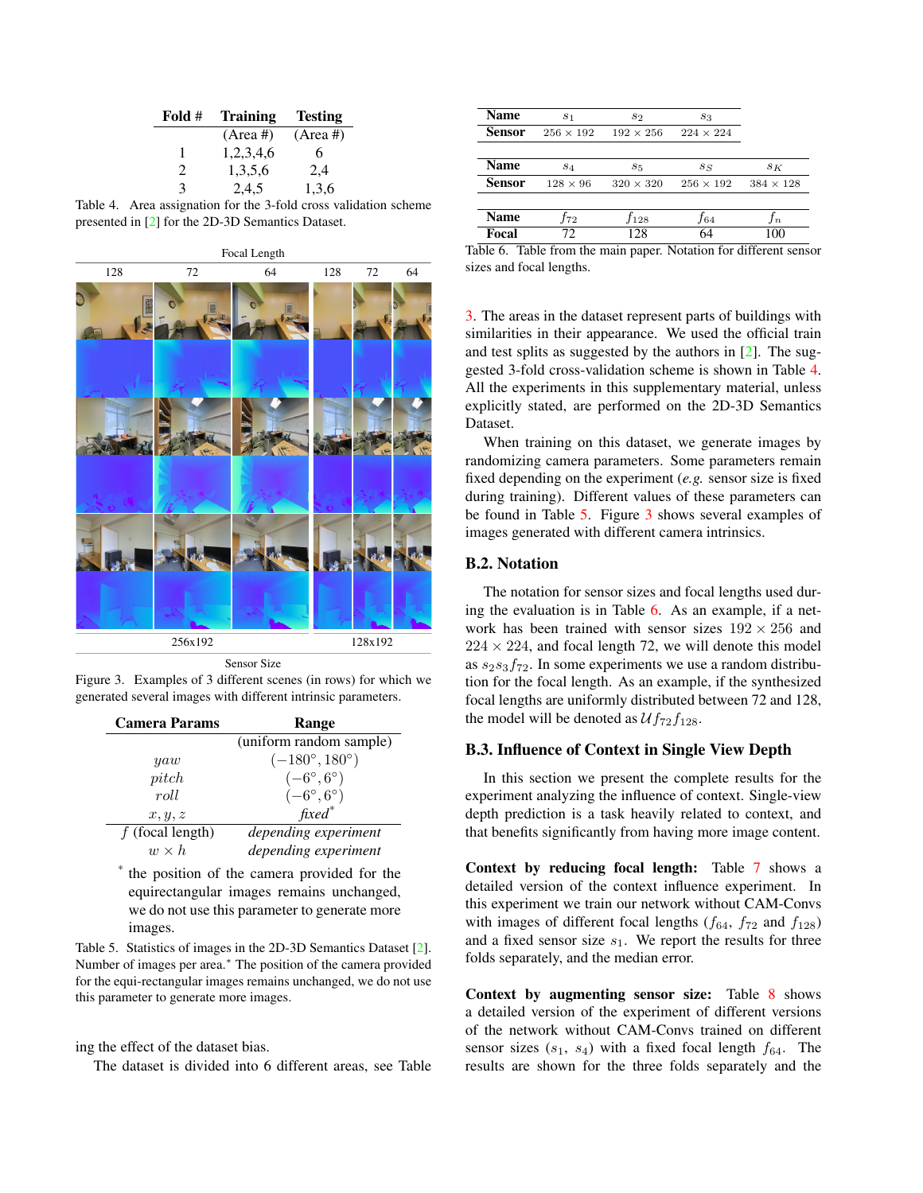| Fold # | Training | Testing |
|---|---|---|
| | (Area #) | (Area #) |
| 1 | 1,2,3,4,6 | 6 |
| 2 | 1,3,5,6 | 2,4 |
| 3 | 2,4,5 | 1,3,6 |

Table 4. Area assignation for the 3-fold cross validation scheme presented in [2] for the 2D-3D Semantics Dataset.

Figure 3. Examples of 3 different scenes (in rows) for which we generated several images with different intrinsic parameters.

| Camera Params | Range |
|---|---|
| | (uniform random sample) |
| $yaw$ | $(-180°, 180°)$ |
| $pitch$ | $(-6°, 6°)$ |
| $roll$ | $(-6°, 6°)$ |
| $x, y, z$ | *fixed*\* |
| $f$ (focal length) | *depending experiment* |
| $w \times h$ | *depending experiment* |

\* the position of the camera provided for the equirectangular images remains unchanged, we do not use this parameter to generate more images.

Table 5. Statistics of images in the 2D-3D Semantics Dataset [2]. Number of images per area.\* The position of the camera provided for the equi-rectangular images remains unchanged, we do not use this parameter to generate more images.

ing the effect of the dataset bias.

The dataset is divided into 6 different areas, see Table 3. The areas in the dataset represent parts of buildings with similarities in their appearance. We used the official train and test splits as suggested by the authors in [2]. The suggested 3-fold cross-validation scheme is shown in Table 4. All the experiments in this supplementary material, unless explicitly stated, are performed on the 2D-3D Semantics Dataset.

When training on this dataset, we generate images by randomizing camera parameters. Some parameters remain fixed depending on the experiment (*e.g.* sensor size is fixed during training). Different values of these parameters can be found in Table 5. Figure 3 shows several examples of images generated with different camera intrinsics.

| Name | $s_1$ | $s_2$ | $s_3$ | |
|---|---|---|---|---|
| Sensor | $256 \times 192$ | $192 \times 256$ | $224 \times 224$ | |
| **Name** | $s_4$ | $s_5$ | $s_S$ | $s_K$ |
| **Sensor** | $128 \times 96$ | $320 \times 320$ | $256 \times 192$ | $384 \times 128$ |
| **Name** | $f_{72}$ | $f_{128}$ | $f_{64}$ | $f_n$ |
| **Focal** | 72 | 128 | 64 | 100 |

Table 6. Table from the main paper. Notation for different sensor sizes and focal lengths.

## B.2. Notation

The notation for sensor sizes and focal lengths used during the evaluation is in Table 6. As an example, if a network has been trained with sensor sizes $192 \times 256$ and $224 \times 224$, and focal length 72, we will denote this model as $s_2 s_3 f_{72}$. In some experiments we use a random distribution for the focal length. As an example, if the synthesized focal lengths are uniformly distributed between 72 and 128, the model will be denoted as $\mathcal{U} f_{72} f_{128}$.

## B.3. Influence of Context in Single View Depth

In this section we present the complete results for the experiment analyzing the influence of context. Single-view depth prediction is a task heavily related to context, and that benefits significantly from having more image content.

**Context by reducing focal length:** Table 7 shows a detailed version of the context influence experiment. In this experiment we train our network without CAM-Convs with images of different focal lengths ($f_{64}$, $f_{72}$ and $f_{128}$) and a fixed sensor size $s_1$. We report the results for three folds separately, and the median error.

**Context by augmenting sensor size:** Table 8 shows a detailed version of the experiment of different versions of the network without CAM-Convs trained on different sensor sizes ($s_1$, $s_4$) with a fixed focal length $f_{64}$. The results are shown for the three folds separately and the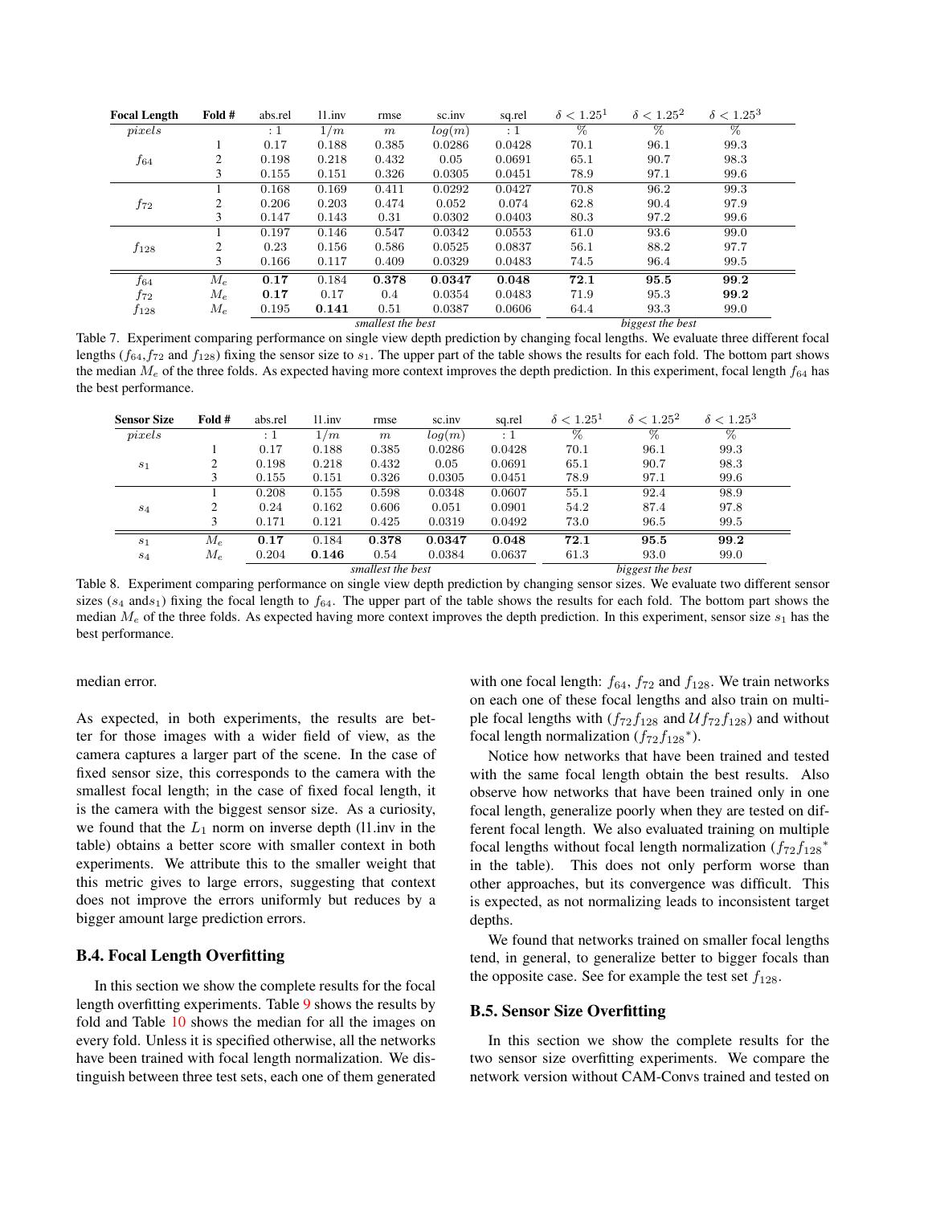| Focal Length | Fold # | abs.rel | l1.inv | rmse | sc.inv | sq.rel | $\delta < 1.25^1$ | $\delta < 1.25^2$ | $\delta < 1.25^3$ |
|---|---|---|---|---|---|---|---|---|---|
| $pixels$ | | $:1$ | $1/m$ | $m$ | $log(m)$ | $:1$ | % | % | % |
| | 1 | 0.17 | 0.188 | 0.385 | 0.0286 | 0.0428 | 70.1 | 96.1 | 99.3 |
| $f_{64}$ | 2 | 0.198 | 0.218 | 0.432 | 0.05 | 0.0691 | 65.1 | 90.7 | 98.3 |
| | 3 | 0.155 | 0.151 | 0.326 | 0.0305 | 0.0451 | 78.9 | 97.1 | 99.6 |
| | 1 | 0.168 | 0.169 | 0.411 | 0.0292 | 0.0427 | 70.8 | 96.2 | 99.3 |
| $f_{72}$ | 2 | 0.206 | 0.203 | 0.474 | 0.052 | 0.074 | 62.8 | 90.4 | 97.9 |
| | 3 | 0.147 | 0.143 | 0.31 | 0.0302 | 0.0403 | 80.3 | 97.2 | 99.6 |
| | 1 | 0.197 | 0.146 | 0.547 | 0.0342 | 0.0553 | 61.0 | 93.6 | 99.0 |
| $f_{128}$ | 2 | 0.23 | 0.156 | 0.586 | 0.0525 | 0.0837 | 56.1 | 88.2 | 97.7 |
| | 3 | 0.166 | 0.117 | 0.409 | 0.0329 | 0.0483 | 74.5 | 96.4 | 99.5 |
| $f_{64}$ | $M_e$ | **0.17** | 0.184 | **0.378** | **0.0347** | **0.048** | **72.1** | **95.5** | **99.2** |
| $f_{72}$ | $M_e$ | **0.17** | 0.17 | 0.4 | 0.0354 | 0.0483 | 71.9 | 95.3 | **99.2** |
| $f_{128}$ | $M_e$ | 0.195 | **0.141** | 0.51 | 0.0387 | 0.0606 | 64.4 | 93.3 | 99.0 |
| | | *smallest the best* | | | | | *biggest the best* | | |

Table 7. Experiment comparing performance on single view depth prediction by changing focal lengths. We evaluate three different focal lengths ($f_{64}$, $f_{72}$ and $f_{128}$) fixing the sensor size to $s_1$. The upper part of the table shows the results for each fold. The bottom part shows the median $M_e$ of the three folds. As expected having more context improves the depth prediction. In this experiment, focal length $f_{64}$ has the best performance.

| Sensor Size | Fold # | abs.rel | l1.inv | rmse | sc.inv | sq.rel | $\delta < 1.25^1$ | $\delta < 1.25^2$ | $\delta < 1.25^3$ |
|---|---|---|---|---|---|---|---|---|---|
| $pixels$ | | $:1$ | $1/m$ | $m$ | $log(m)$ | $:1$ | % | % | % |
| | 1 | 0.17 | 0.188 | 0.385 | 0.0286 | 0.0428 | 70.1 | 96.1 | 99.3 |
| $s_1$ | 2 | 0.198 | 0.218 | 0.432 | 0.05 | 0.0691 | 65.1 | 90.7 | 98.3 |
| | 3 | 0.155 | 0.151 | 0.326 | 0.0305 | 0.0451 | 78.9 | 97.1 | 99.6 |
| | 1 | 0.208 | 0.155 | 0.598 | 0.0348 | 0.0607 | 55.1 | 92.4 | 98.9 |
| $s_4$ | 2 | 0.24 | 0.162 | 0.606 | 0.051 | 0.0901 | 54.2 | 87.4 | 97.8 |
| | 3 | 0.171 | 0.121 | 0.425 | 0.0319 | 0.0492 | 73.0 | 96.5 | 99.5 |
| $s_1$ | $M_e$ | **0.17** | 0.184 | **0.378** | **0.0347** | **0.048** | **72.1** | **95.5** | **99.2** |
| $s_4$ | $M_e$ | 0.204 | **0.146** | 0.54 | 0.0384 | 0.0637 | 61.3 | 93.0 | 99.0 |
| | | *smallest the best* | | | | | *biggest the best* | | |

Table 8. Experiment comparing performance on single view depth prediction by changing sensor sizes. We evaluate two different sensor sizes ($s_4$ and $s_1$) fixing the focal length to $f_{64}$. The upper part of the table shows the results for each fold. The bottom part shows the median $M_e$ of the three folds. As expected having more context improves the depth prediction. In this experiment, sensor size $s_1$ has the best performance.

median error.

As expected, in both experiments, the results are better for those images with a wider field of view, as the camera captures a larger part of the scene. In the case of fixed sensor size, this corresponds to the camera with the smallest focal length; in the case of fixed focal length, it is the camera with the biggest sensor size. As a curiosity, we found that the $L_1$ norm on inverse depth (l1.inv in the table) obtains a better score with smaller context in both experiments. We attribute this to the smaller weight that this metric gives to large errors, suggesting that context does not improve the errors uniformly but reduces by a bigger amount large prediction errors.

## B.4. Focal Length Overfitting

In this section we show the complete results for the focal length overfitting experiments. Table 9 shows the results by fold and Table 10 shows the median for all the images on every fold. Unless it is specified otherwise, all the networks have been trained with focal length normalization. We distinguish between three test sets, each one of them generated with one focal length: $f_{64}$, $f_{72}$ and $f_{128}$. We train networks on each one of these focal lengths and also train on multiple focal lengths with ($f_{72}f_{128}$ and $\mathcal{U}f_{72}f_{128}$) and without focal length normalization ($f_{72}f_{128}{}^*$).

Notice how networks that have been trained and tested with the same focal length obtain the best results. Also observe how networks that have been trained only in one focal length, generalize poorly when they are tested on different focal length. We also evaluated training on multiple focal lengths without focal length normalization ($f_{72}f_{128}{}^*$ in the table). This does not only perform worse than other approaches, but its convergence was difficult. This is expected, as not normalizing leads to inconsistent target depths.

We found that networks trained on smaller focal lengths tend, in general, to generalize better to bigger focals than the opposite case. See for example the test set $f_{128}$.

## B.5. Sensor Size Overfitting

In this section we show the complete results for the two sensor size overfitting experiments. We compare the network version without CAM-Convs trained and tested on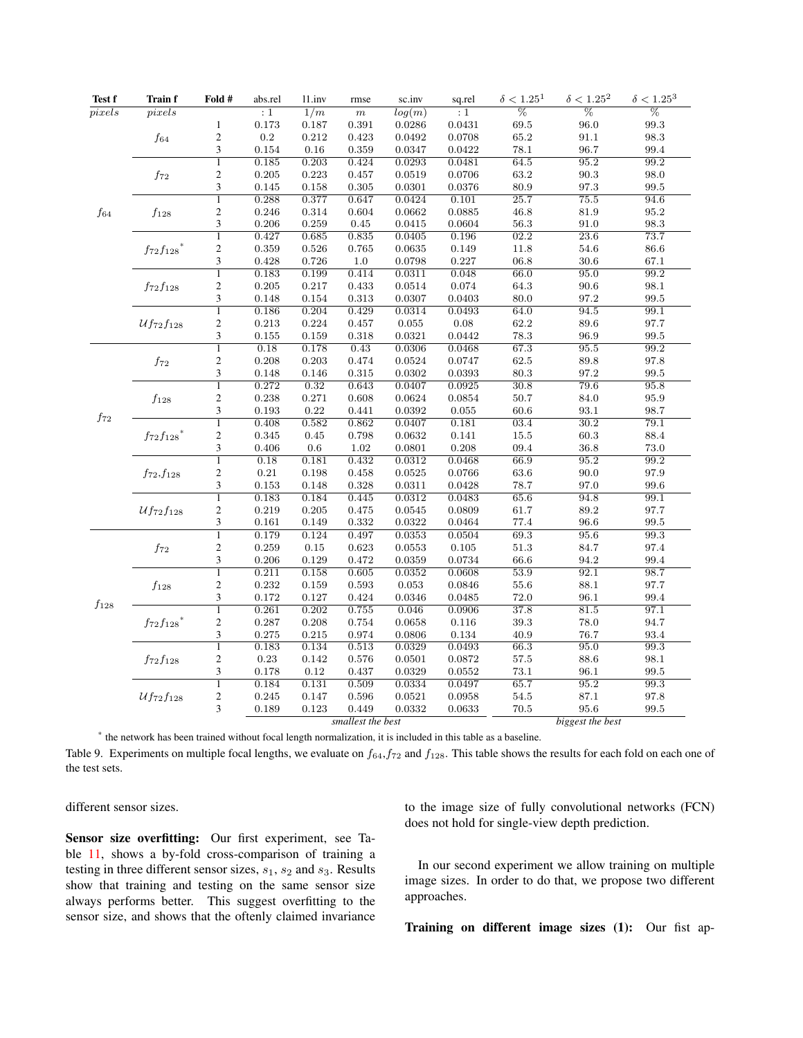| Test f | Train f | Fold # | abs.rel | l1.inv | rmse | sc.inv | sq.rel | $\delta < 1.25^1$ | $\delta < 1.25^2$ | $\delta < 1.25^3$ |
|---|---|---|---|---|---|---|---|---|---|---|
| $pixels$ | $pixels$ | | $:1$ | $1/m$ | $m$ | $log(m)$ | $:1$ | $\%$ | $\%$ | $\%$ |
| $f_{64}$ | $f_{64}$ | 1 | 0.173 | 0.187 | 0.391 | 0.0286 | 0.0431 | 69.5 | 96.0 | 99.3 |
| | | 2 | 0.2 | 0.212 | 0.423 | 0.0492 | 0.0708 | 65.2 | 91.1 | 98.3 |
| | | 3 | 0.154 | 0.16 | 0.359 | 0.0347 | 0.0422 | 78.1 | 96.7 | 99.4 |
| | $f_{72}$ | 1 | 0.185 | 0.203 | 0.424 | 0.0293 | 0.0481 | 64.5 | 95.2 | 99.2 |
| | | 2 | 0.205 | 0.223 | 0.457 | 0.0519 | 0.0706 | 63.2 | 90.3 | 98.0 |
| | | 3 | 0.145 | 0.158 | 0.305 | 0.0301 | 0.0376 | 80.9 | 97.3 | 99.5 |
| | $f_{128}$ | 1 | 0.288 | 0.377 | 0.647 | 0.0424 | 0.101 | 25.7 | 75.5 | 94.6 |
| | | 2 | 0.246 | 0.314 | 0.604 | 0.0662 | 0.0885 | 46.8 | 81.9 | 95.2 |
| | | 3 | 0.206 | 0.259 | 0.45 | 0.0415 | 0.0604 | 56.3 | 91.0 | 98.3 |
| | $f_{72}f_{128}{}^*$ | 1 | 0.427 | 0.685 | 0.835 | 0.0405 | 0.196 | 02.2 | 23.6 | 73.7 |
| | | 2 | 0.359 | 0.526 | 0.765 | 0.0635 | 0.149 | 11.8 | 54.6 | 86.6 |
| | | 3 | 0.428 | 0.726 | 1.0 | 0.0798 | 0.227 | 06.8 | 30.6 | 67.1 |
| | $f_{72}f_{128}$ | 1 | 0.183 | 0.199 | 0.414 | 0.0311 | 0.048 | 66.0 | 95.0 | 99.2 |
| | | 2 | 0.205 | 0.217 | 0.433 | 0.0514 | 0.074 | 64.3 | 90.6 | 98.1 |
| | | 3 | 0.148 | 0.154 | 0.313 | 0.0307 | 0.0403 | 80.0 | 97.2 | 99.5 |
| | $\mathcal{U}f_{72}f_{128}$ | 1 | 0.186 | 0.204 | 0.429 | 0.0314 | 0.0493 | 64.0 | 94.5 | 99.1 |
| | | 2 | 0.213 | 0.224 | 0.457 | 0.055 | 0.08 | 62.2 | 89.6 | 97.7 |
| | | 3 | 0.155 | 0.159 | 0.318 | 0.0321 | 0.0442 | 78.3 | 96.9 | 99.5 |
| $f_{72}$ | $f_{72}$ | 1 | 0.18 | 0.178 | 0.43 | 0.0306 | 0.0468 | 67.3 | 95.5 | 99.2 |
| | | 2 | 0.208 | 0.203 | 0.474 | 0.0524 | 0.0747 | 62.5 | 89.8 | 97.8 |
| | | 3 | 0.148 | 0.146 | 0.315 | 0.0302 | 0.0393 | 80.3 | 97.2 | 99.5 |
| | $f_{128}$ | 1 | 0.272 | 0.32 | 0.643 | 0.0407 | 0.0925 | 30.8 | 79.6 | 95.8 |
| | | 2 | 0.238 | 0.271 | 0.608 | 0.0624 | 0.0854 | 50.7 | 84.0 | 95.9 |
| | | 3 | 0.193 | 0.22 | 0.441 | 0.0392 | 0.055 | 60.6 | 93.1 | 98.7 |
| | $f_{72}f_{128}{}^*$ | 1 | 0.408 | 0.582 | 0.862 | 0.0407 | 0.181 | 03.4 | 30.2 | 79.1 |
| | | 2 | 0.345 | 0.45 | 0.798 | 0.0632 | 0.141 | 15.5 | 60.3 | 88.4 |
| | | 3 | 0.406 | 0.6 | 1.02 | 0.0801 | 0.208 | 09.4 | 36.8 | 73.0 |
| | $f_{72}$,$f_{128}$ | 1 | 0.18 | 0.181 | 0.432 | 0.0312 | 0.0468 | 66.9 | 95.2 | 99.2 |
| | | 2 | 0.21 | 0.198 | 0.458 | 0.0525 | 0.0766 | 63.6 | 90.0 | 97.9 |
| | | 3 | 0.153 | 0.148 | 0.328 | 0.0311 | 0.0428 | 78.7 | 97.0 | 99.6 |
| | $\mathcal{U}f_{72}f_{128}$ | 1 | 0.183 | 0.184 | 0.445 | 0.0312 | 0.0483 | 65.6 | 94.8 | 99.1 |
| | | 2 | 0.219 | 0.205 | 0.475 | 0.0545 | 0.0809 | 61.7 | 89.2 | 97.7 |
| | | 3 | 0.161 | 0.149 | 0.332 | 0.0322 | 0.0464 | 77.4 | 96.6 | 99.5 |
| $f_{128}$ | $f_{72}$ | 1 | 0.179 | 0.124 | 0.497 | 0.0353 | 0.0504 | 69.3 | 95.6 | 99.3 |
| | | 2 | 0.259 | 0.15 | 0.623 | 0.0553 | 0.105 | 51.3 | 84.7 | 97.4 |
| | | 3 | 0.206 | 0.129 | 0.472 | 0.0359 | 0.0734 | 66.6 | 94.2 | 99.4 |
| | $f_{128}$ | 1 | 0.211 | 0.158 | 0.605 | 0.0352 | 0.0608 | 53.9 | 92.1 | 98.7 |
| | | 2 | 0.232 | 0.159 | 0.593 | 0.053 | 0.0846 | 55.6 | 88.1 | 97.7 |
| | | 3 | 0.172 | 0.127 | 0.424 | 0.0346 | 0.0485 | 72.0 | 96.1 | 99.4 |
| | $f_{72}f_{128}{}^*$ | 1 | 0.261 | 0.202 | 0.755 | 0.046 | 0.0906 | 37.8 | 81.5 | 97.1 |
| | | 2 | 0.287 | 0.208 | 0.754 | 0.0658 | 0.116 | 39.3 | 78.0 | 94.7 |
| | | 3 | 0.275 | 0.215 | 0.974 | 0.0806 | 0.134 | 40.9 | 76.7 | 93.4 |
| | $f_{72}f_{128}$ | 1 | 0.183 | 0.134 | 0.513 | 0.0329 | 0.0493 | 66.3 | 95.0 | 99.3 |
| | | 2 | 0.23 | 0.142 | 0.576 | 0.0501 | 0.0872 | 57.5 | 88.6 | 98.1 |
| | | 3 | 0.178 | 0.12 | 0.437 | 0.0329 | 0.0552 | 73.1 | 96.1 | 99.5 |
| | $\mathcal{U}f_{72}f_{128}$ | 1 | 0.184 | 0.131 | 0.509 | 0.0334 | 0.0497 | 65.7 | 95.2 | 99.3 |
| | | 2 | 0.245 | 0.147 | 0.596 | 0.0521 | 0.0958 | 54.5 | 87.1 | 97.8 |
| | | 3 | 0.189 | 0.123 | 0.449 | 0.0332 | 0.0633 | 70.5 | 95.6 | 99.5 |
| | | | | | *smallest the best* | | | | *biggest the best* | |

[*] the network has been trained without focal length normalization, it is included in this table as a baseline.

Table 9. Experiments on multiple focal lengths, we evaluate on $f_{64}$,$f_{72}$ and $f_{128}$. This table shows the results for each fold on each one of the test sets.

different sensor sizes.

**Sensor size overfitting:** Our first experiment, see Table 11, shows a by-fold cross-comparison of training a testing in three different sensor sizes, $s_1$, $s_2$ and $s_3$. Results show that training and testing on the same sensor size always performs better. This suggest overfitting to the sensor size, and shows that the oftenly claimed invariance to the image size of fully convolutional networks (FCN) does not hold for single-view depth prediction.

In our second experiment we allow training on multiple image sizes. In order to do that, we propose two different approaches.

**Training on different image sizes (1):** Our fist ap-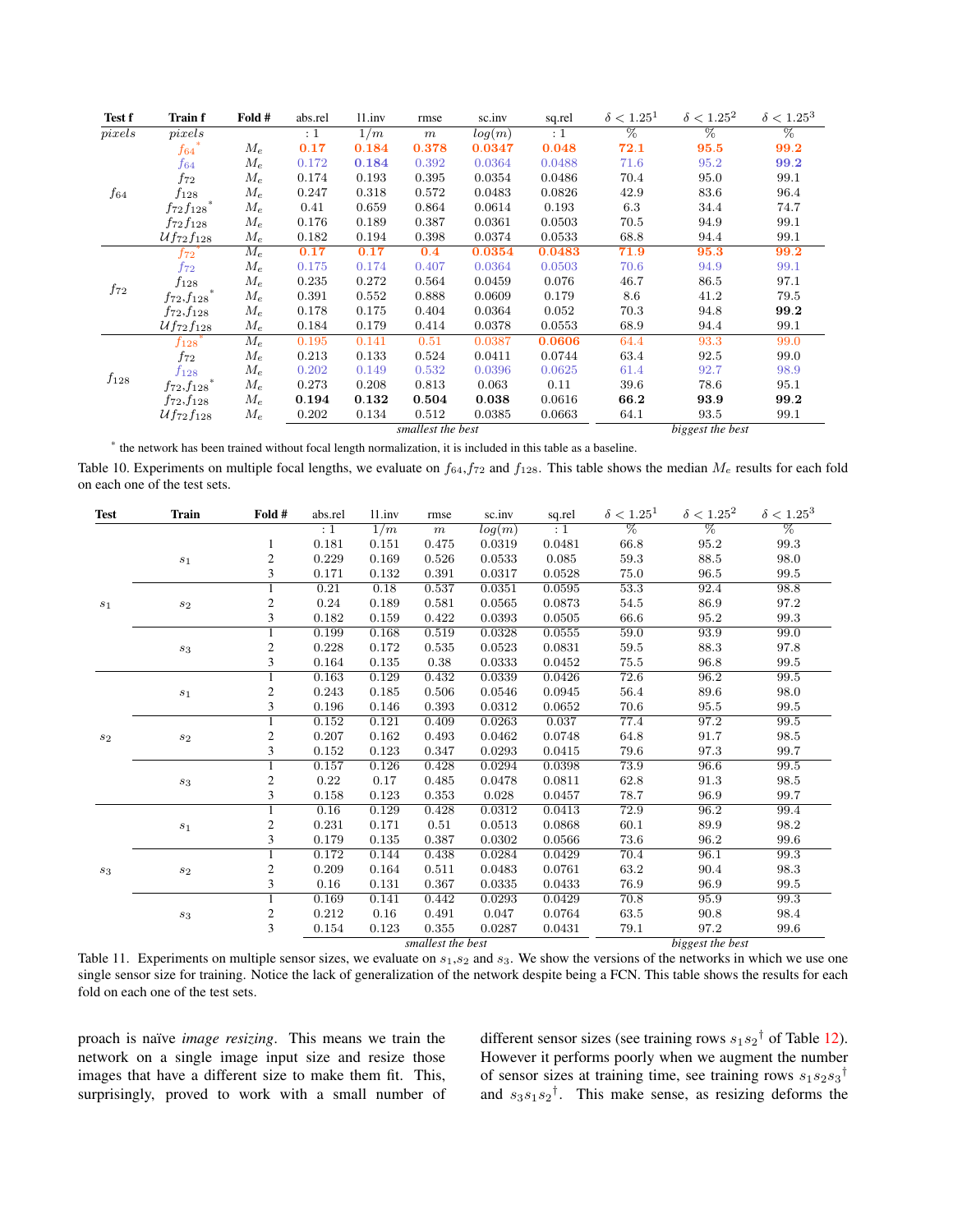| Test f | Train f | Fold # | abs.rel | l1.inv | rmse | sc.inv | sq.rel | $\delta < 1.25^1$ | $\delta < 1.25^2$ | $\delta < 1.25^3$ |
|---|---|---|---|---|---|---|---|---|---|---|
| $pixels$ | $pixels$ | | $: 1$ | $1/m$ | $m$ | $log(m)$ | $: 1$ | % | % | % |
| $f_{64}$ | $f_{64}$* | $M_e$ | **0.17** | **0.184** | **0.378** | **0.0347** | **0.048** | **72.1** | **95.5** | **99.2** |
| | $f_{64}$ | $M_e$ | 0.172 | **0.184** | 0.392 | 0.0364 | 0.0488 | 71.6 | 95.2 | **99.2** |
| | $f_{72}$ | $M_e$ | 0.174 | 0.193 | 0.395 | 0.0354 | 0.0486 | 70.4 | 95.0 | 99.1 |
| | $f_{128}$ | $M_e$ | 0.247 | 0.318 | 0.572 | 0.0483 | 0.0826 | 42.9 | 83.6 | 96.4 |
| | $f_{72}f_{128}$* | $M_e$ | 0.41 | 0.659 | 0.864 | 0.0614 | 0.193 | 6.3 | 34.4 | 74.7 |
| | $f_{72}f_{128}$ | $M_e$ | 0.176 | 0.189 | 0.387 | 0.0361 | 0.0503 | 70.5 | 94.9 | 99.1 |
| | $\mathcal{U}f_{72}f_{128}$ | $M_e$ | 0.182 | 0.194 | 0.398 | 0.0374 | 0.0533 | 68.8 | 94.4 | 99.1 |
| $f_{72}$ | $f_{72}$* | $M_e$ | **0.17** | **0.17** | **0.4** | **0.0354** | **0.0483** | **71.9** | **95.3** | **99.2** |
| | $f_{72}$ | $M_e$ | 0.175 | 0.174 | 0.407 | 0.0364 | 0.0503 | 70.6 | 94.9 | 99.1 |
| | $f_{128}$ | $M_e$ | 0.235 | 0.272 | 0.564 | 0.0459 | 0.076 | 46.7 | 86.5 | 97.1 |
| | $f_{72},f_{128}$* | $M_e$ | 0.391 | 0.552 | 0.888 | 0.0609 | 0.179 | 8.6 | 41.2 | 79.5 |
| | $f_{72},f_{128}$ | $M_e$ | 0.178 | 0.175 | 0.404 | 0.0364 | 0.052 | 70.3 | 94.8 | **99.2** |
| | $\mathcal{U}f_{72}f_{128}$ | $M_e$ | 0.184 | 0.179 | 0.414 | 0.0378 | 0.0553 | 68.9 | 94.4 | 99.1 |
| $f_{128}$ | $f_{128}$* | $M_e$ | 0.195 | 0.141 | 0.51 | 0.0387 | **0.0606** | 64.4 | 93.3 | 99.0 |
| | $f_{72}$ | $M_e$ | 0.213 | 0.133 | 0.524 | 0.0411 | 0.0744 | 63.4 | 92.5 | 99.0 |
| | $f_{128}$ | $M_e$ | 0.202 | 0.149 | 0.532 | 0.0396 | 0.0625 | 61.4 | 92.7 | 98.9 |
| | $f_{72},f_{128}$* | $M_e$ | 0.273 | 0.208 | 0.813 | 0.063 | 0.11 | 39.6 | 78.6 | 95.1 |
| | $f_{72},f_{128}$ | $M_e$ | **0.194** | **0.132** | **0.504** | **0.038** | 0.0616 | **66.2** | **93.9** | **99.2** |
| | $\mathcal{U}f_{72}f_{128}$ | $M_e$ | 0.202 | 0.134 | 0.512 | 0.0385 | 0.0663 | 64.1 | 93.5 | 99.1 |
| | | | *smallest the best* | | | | | *biggest the best* | | |

* the network has been trained without focal length normalization, it is included in this table as a baseline.

Table 10. Experiments on multiple focal lengths, we evaluate on $f_{64}$,$f_{72}$ and $f_{128}$. This table shows the median $M_e$ results for each fold on each one of the test sets.

| Test | Train | Fold # | abs.rel | l1.inv | rmse | sc.inv | sq.rel | $\delta < 1.25^1$ | $\delta < 1.25^2$ | $\delta < 1.25^3$ |
|---|---|---|---|---|---|---|---|---|---|---|
| | | | $: 1$ | $1/m$ | $m$ | $log(m)$ | $: 1$ | % | % | % |
| $s_1$ | $s_1$ | 1 | 0.181 | 0.151 | 0.475 | 0.0319 | 0.0481 | 66.8 | 95.2 | 99.3 |
| | | 2 | 0.229 | 0.169 | 0.526 | 0.0533 | 0.085 | 59.3 | 88.5 | 98.0 |
| | | 3 | 0.171 | 0.132 | 0.391 | 0.0317 | 0.0528 | 75.0 | 96.5 | 99.5 |
| | $s_2$ | 1 | 0.21 | 0.18 | 0.537 | 0.0351 | 0.0595 | 53.3 | 92.4 | 98.8 |
| | | 2 | 0.24 | 0.189 | 0.581 | 0.0565 | 0.0873 | 54.5 | 86.9 | 97.2 |
| | | 3 | 0.182 | 0.159 | 0.422 | 0.0393 | 0.0505 | 66.6 | 95.2 | 99.3 |
| | $s_3$ | 1 | 0.199 | 0.168 | 0.519 | 0.0328 | 0.0555 | 59.0 | 93.9 | 99.0 |
| | | 2 | 0.228 | 0.172 | 0.535 | 0.0523 | 0.0831 | 59.5 | 88.3 | 97.8 |
| | | 3 | 0.164 | 0.135 | 0.38 | 0.0333 | 0.0452 | 75.5 | 96.8 | 99.5 |
| $s_2$ | $s_1$ | 1 | 0.163 | 0.129 | 0.432 | 0.0339 | 0.0426 | 72.6 | 96.2 | 99.5 |
| | | 2 | 0.243 | 0.185 | 0.506 | 0.0546 | 0.0945 | 56.4 | 89.6 | 98.0 |
| | | 3 | 0.196 | 0.146 | 0.393 | 0.0312 | 0.0652 | 70.6 | 95.5 | 99.5 |
| | $s_2$ | 1 | 0.152 | 0.121 | 0.409 | 0.0263 | 0.037 | 77.4 | 97.2 | 99.5 |
| | | 2 | 0.207 | 0.162 | 0.493 | 0.0462 | 0.0748 | 64.8 | 91.7 | 98.5 |
| | | 3 | 0.152 | 0.123 | 0.347 | 0.0293 | 0.0415 | 79.6 | 97.3 | 99.7 |
| | $s_3$ | 1 | 0.157 | 0.126 | 0.428 | 0.0294 | 0.0398 | 73.9 | 96.6 | 99.5 |
| | | 2 | 0.22 | 0.17 | 0.485 | 0.0478 | 0.0811 | 62.8 | 91.3 | 98.5 |
| | | 3 | 0.158 | 0.123 | 0.353 | 0.028 | 0.0457 | 78.7 | 96.9 | 99.7 |
| $s_3$ | $s_1$ | 1 | 0.16 | 0.129 | 0.428 | 0.0312 | 0.0413 | 72.9 | 96.2 | 99.4 |
| | | 2 | 0.231 | 0.171 | 0.51 | 0.0513 | 0.0868 | 60.1 | 89.9 | 98.2 |
| | | 3 | 0.179 | 0.135 | 0.387 | 0.0302 | 0.0566 | 73.6 | 96.2 | 99.6 |
| | $s_2$ | 1 | 0.172 | 0.144 | 0.438 | 0.0284 | 0.0429 | 70.4 | 96.1 | 99.3 |
| | | 2 | 0.209 | 0.164 | 0.511 | 0.0483 | 0.0761 | 63.2 | 90.4 | 98.3 |
| | | 3 | 0.16 | 0.131 | 0.367 | 0.0335 | 0.0433 | 76.9 | 96.9 | 99.5 |
| | $s_3$ | 1 | 0.169 | 0.141 | 0.442 | 0.0293 | 0.0429 | 70.8 | 95.9 | 99.3 |
| | | 2 | 0.212 | 0.16 | 0.491 | 0.047 | 0.0764 | 63.5 | 90.8 | 98.4 |
| | | 3 | 0.154 | 0.123 | 0.355 | 0.0287 | 0.0431 | 79.1 | 97.2 | 99.6 |
| | | | *smallest the best* | | | | | *biggest the best* | | |

Table 11. Experiments on multiple sensor sizes, we evaluate on $s_1$,$s_2$ and $s_3$. We show the versions of the networks in which we use one single sensor size for training. Notice the lack of generalization of the network despite being a FCN. This table shows the results for each fold on each one of the test sets.

proach is naïve *image resizing*. This means we train the network on a single image input size and resize those images that have a different size to make them fit. This, surprisingly, proved to work with a small number of different sensor sizes (see training rows $s_1s_2^\dagger$ of Table 12). However it performs poorly when we augment the number of sensor sizes at training time, see training rows $s_1s_2s_3^\dagger$ and $s_3s_1s_2^\dagger$. This make sense, as resizing deforms the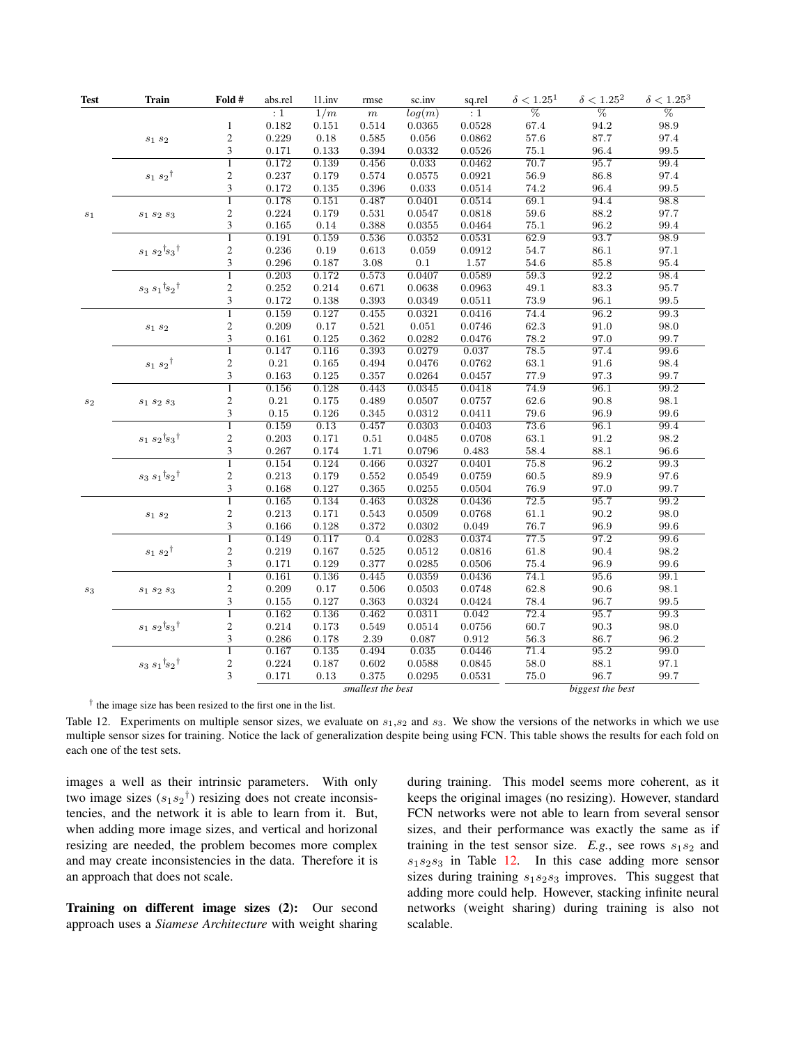| Test | Train | Fold # | abs.rel | l1.inv | rmse | sc.inv | sq.rel | $\delta < 1.25^1$ | $\delta < 1.25^2$ | $\delta < 1.25^3$ |
|---|---|---|---|---|---|---|---|---|---|---|
| | | | : 1 | $1/m$ | $m$ | $log(m)$ | : 1 | % | % | % |
| $s_1$ | $s_1\,s_2$ | 1 | 0.182 | 0.151 | 0.514 | 0.0365 | 0.0528 | 67.4 | 94.2 | 98.9 |
| | | 2 | 0.229 | 0.18 | 0.585 | 0.056 | 0.0862 | 57.6 | 87.7 | 97.4 |
| | | 3 | 0.171 | 0.133 | 0.394 | 0.0332 | 0.0526 | 75.1 | 96.4 | 99.5 |
| | $s_1\,s_2{}^\dagger$ | 1 | 0.172 | 0.139 | 0.456 | 0.033 | 0.0462 | 70.7 | 95.7 | 99.4 |
| | | 2 | 0.237 | 0.179 | 0.574 | 0.0575 | 0.0921 | 56.9 | 86.8 | 97.4 |
| | | 3 | 0.172 | 0.135 | 0.396 | 0.033 | 0.0514 | 74.2 | 96.4 | 99.5 |
| | $s_1\,s_2\,s_3$ | 1 | 0.178 | 0.151 | 0.487 | 0.0401 | 0.0514 | 69.1 | 94.4 | 98.8 |
| | | 2 | 0.224 | 0.179 | 0.531 | 0.0547 | 0.0818 | 59.6 | 88.2 | 97.7 |
| | | 3 | 0.165 | 0.14 | 0.388 | 0.0355 | 0.0464 | 75.1 | 96.2 | 99.4 |
| | $s_1\,s_2{}^\dagger s_3{}^\dagger$ | 1 | 0.191 | 0.159 | 0.536 | 0.0352 | 0.0531 | 62.9 | 93.7 | 98.9 |
| | | 2 | 0.236 | 0.19 | 0.613 | 0.059 | 0.0912 | 54.7 | 86.1 | 97.1 |
| | | 3 | 0.296 | 0.187 | 3.08 | 0.1 | 1.57 | 54.6 | 85.8 | 95.4 |
| | $s_3\,s_1{}^\dagger s_2{}^\dagger$ | 1 | 0.203 | 0.172 | 0.573 | 0.0407 | 0.0589 | 59.3 | 92.2 | 98.4 |
| | | 2 | 0.252 | 0.214 | 0.671 | 0.0638 | 0.0963 | 49.1 | 83.3 | 95.7 |
| | | 3 | 0.172 | 0.138 | 0.393 | 0.0349 | 0.0511 | 73.9 | 96.1 | 99.5 |
| $s_2$ | $s_1\,s_2$ | 1 | 0.159 | 0.127 | 0.455 | 0.0321 | 0.0416 | 74.4 | 96.2 | 99.3 |
| | | 2 | 0.209 | 0.17 | 0.521 | 0.051 | 0.0746 | 62.3 | 91.0 | 98.0 |
| | | 3 | 0.161 | 0.125 | 0.362 | 0.0282 | 0.0476 | 78.2 | 97.0 | 99.7 |
| | $s_1\,s_2{}^\dagger$ | 1 | 0.147 | 0.116 | 0.393 | 0.0279 | 0.037 | 78.5 | 97.4 | 99.6 |
| | | 2 | 0.21 | 0.165 | 0.494 | 0.0476 | 0.0762 | 63.1 | 91.6 | 98.4 |
| | | 3 | 0.163 | 0.125 | 0.357 | 0.0264 | 0.0457 | 77.9 | 97.3 | 99.7 |
| | $s_1\,s_2\,s_3$ | 1 | 0.156 | 0.128 | 0.443 | 0.0345 | 0.0418 | 74.9 | 96.1 | 99.2 |
| | | 2 | 0.21 | 0.175 | 0.489 | 0.0507 | 0.0757 | 62.6 | 90.8 | 98.1 |
| | | 3 | 0.15 | 0.126 | 0.345 | 0.0312 | 0.0411 | 79.6 | 96.9 | 99.6 |
| | $s_1\,s_2{}^\dagger s_3{}^\dagger$ | 1 | 0.159 | 0.13 | 0.457 | 0.0303 | 0.0403 | 73.6 | 96.1 | 99.4 |
| | | 2 | 0.203 | 0.171 | 0.51 | 0.0485 | 0.0708 | 63.1 | 91.2 | 98.2 |
| | | 3 | 0.267 | 0.174 | 1.71 | 0.0796 | 0.483 | 58.4 | 88.1 | 96.6 |
| | $s_3\,s_1{}^\dagger s_2{}^\dagger$ | 1 | 0.154 | 0.124 | 0.466 | 0.0327 | 0.0401 | 75.8 | 96.2 | 99.3 |
| | | 2 | 0.213 | 0.179 | 0.552 | 0.0549 | 0.0759 | 60.5 | 89.9 | 97.6 |
| | | 3 | 0.168 | 0.127 | 0.365 | 0.0255 | 0.0504 | 76.9 | 97.0 | 99.7 |
| $s_3$ | $s_1\,s_2$ | 1 | 0.165 | 0.134 | 0.463 | 0.0328 | 0.0436 | 72.5 | 95.7 | 99.2 |
| | | 2 | 0.213 | 0.171 | 0.543 | 0.0509 | 0.0768 | 61.1 | 90.2 | 98.0 |
| | | 3 | 0.166 | 0.128 | 0.372 | 0.0302 | 0.049 | 76.7 | 96.9 | 99.6 |
| | $s_1\,s_2{}^\dagger$ | 1 | 0.149 | 0.117 | 0.4 | 0.0283 | 0.0374 | 77.5 | 97.2 | 99.6 |
| | | 2 | 0.219 | 0.167 | 0.525 | 0.0512 | 0.0816 | 61.8 | 90.4 | 98.2 |
| | | 3 | 0.171 | 0.129 | 0.377 | 0.0285 | 0.0506 | 75.4 | 96.9 | 99.6 |
| | $s_1\,s_2\,s_3$ | 1 | 0.161 | 0.136 | 0.445 | 0.0359 | 0.0436 | 74.1 | 95.6 | 99.1 |
| | | 2 | 0.209 | 0.17 | 0.506 | 0.0503 | 0.0748 | 62.8 | 90.6 | 98.1 |
| | | 3 | 0.155 | 0.127 | 0.363 | 0.0324 | 0.0424 | 78.4 | 96.7 | 99.5 |
| | $s_1\,s_2{}^\dagger s_3{}^\dagger$ | 1 | 0.162 | 0.136 | 0.462 | 0.0311 | 0.042 | 72.4 | 95.7 | 99.3 |
| | | 2 | 0.214 | 0.173 | 0.549 | 0.0514 | 0.0756 | 60.7 | 90.3 | 98.0 |
| | | 3 | 0.286 | 0.178 | 2.39 | 0.087 | 0.912 | 56.3 | 86.7 | 96.2 |
| | $s_3\,s_1{}^\dagger s_2{}^\dagger$ | 1 | 0.167 | 0.135 | 0.494 | 0.035 | 0.0446 | 71.4 | 95.2 | 99.0 |
| | | 2 | 0.224 | 0.187 | 0.602 | 0.0588 | 0.0845 | 58.0 | 88.1 | 97.1 |
| | | 3 | 0.171 | 0.13 | 0.375 | 0.0295 | 0.0531 | 75.0 | 96.7 | 99.7 |
| | | | | | *smallest the best* | | | | *biggest the best* | |

$^\dagger$ the image size has been resized to the first one in the list.

Table 12. Experiments on multiple sensor sizes, we evaluate on $s_1$,$s_2$ and $s_3$. We show the versions of the networks in which we use multiple sensor sizes for training. Notice the lack of generalization despite being using FCN. This table shows the results for each fold on each one of the test sets.

images a well as their intrinsic parameters. With only two image sizes ($s_1 s_2{}^\dagger$) resizing does not create inconsistencies, and the network it is able to learn from it. But, when adding more image sizes, and vertical and horizonal resizing are needed, the problem becomes more complex and may create inconsistencies in the data. Therefore it is an approach that does not scale.

**Training on different image sizes (2):** Our second approach uses a *Siamese Architecture* with weight sharing during training. This model seems more coherent, as it keeps the original images (no resizing). However, standard FCN networks were not able to learn from several sensor sizes, and their performance was exactly the same as if training in the test sensor size. *E.g.*, see rows $s_1 s_2$ and $s_1 s_2 s_3$ in Table 12. In this case adding more sensor sizes during training $s_1 s_2 s_3$ improves. This suggest that adding more could help. However, stacking infinite neural networks (weight sharing) during training is also not scalable.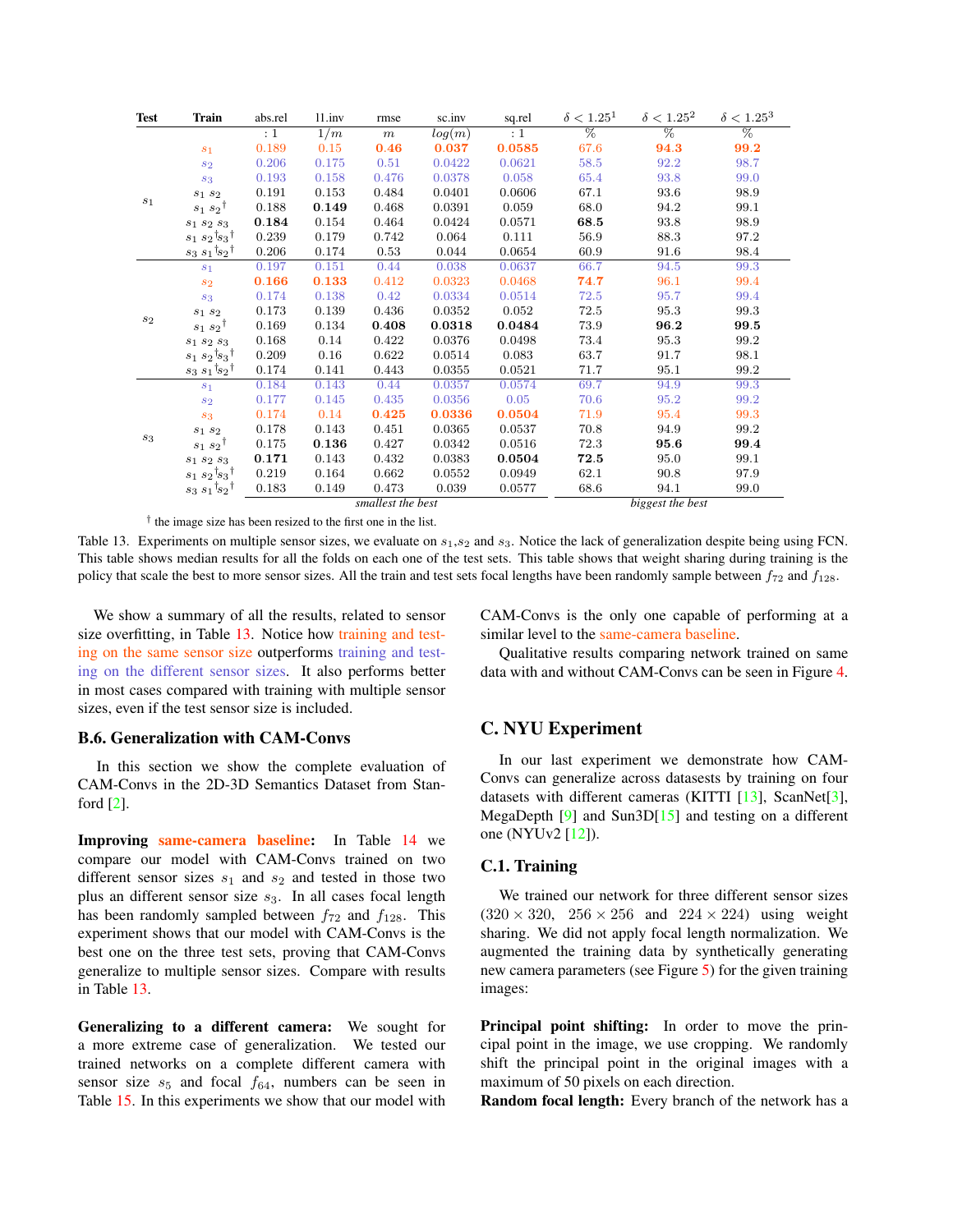| Test | Train | abs.rel | l1.inv | rmse | sc.inv | sq.rel | $\delta < 1.25^1$ | $\delta < 1.25^2$ | $\delta < 1.25^3$ |
|---|---|---|---|---|---|---|---|---|---|
| | | $:1$ | $1/m$ | $m$ | $log(m)$ | $:1$ | % | % | % |
| $s_1$ | $s_1$ | 0.189 | 0.15 | **0.46** | **0.037** | **0.0585** | 67.6 | **94.3** | **99.2** |
| | $s_2$ | 0.206 | 0.175 | 0.51 | 0.0422 | 0.0621 | 58.5 | 92.2 | 98.7 |
| | $s_3$ | 0.193 | 0.158 | 0.476 | 0.0378 | 0.058 | 65.4 | 93.8 | 99.0 |
| | $s_1\ s_2$ | 0.191 | 0.153 | 0.484 | 0.0401 | 0.0606 | 67.1 | 93.6 | 98.9 |
| | $s_1\ {s_2}^\dagger$ | 0.188 | **0.149** | 0.468 | 0.0391 | 0.059 | 68.0 | 94.2 | 99.1 |
| | $s_1\ s_2\ s_3$ | **0.184** | 0.154 | 0.464 | 0.0424 | 0.0571 | **68.5** | 93.8 | 98.9 |
| | $s_1\ {s_2}^\dagger {s_3}^\dagger$ | 0.239 | 0.179 | 0.742 | 0.064 | 0.111 | 56.9 | 88.3 | 97.2 |
| | $s_3\ {s_1}^\dagger {s_2}^\dagger$ | 0.206 | 0.174 | 0.53 | 0.044 | 0.0654 | 60.9 | 91.6 | 98.4 |
| $s_2$ | $s_1$ | 0.197 | 0.151 | 0.44 | 0.038 | 0.0637 | 66.7 | 94.5 | 99.3 |
| | $s_2$ | **0.166** | **0.133** | 0.412 | 0.0323 | 0.0468 | **74.7** | 96.1 | 99.4 |
| | $s_3$ | 0.174 | 0.138 | 0.42 | 0.0334 | 0.0514 | 72.5 | 95.7 | 99.4 |
| | $s_1\ s_2$ | 0.173 | 0.139 | 0.436 | 0.0352 | 0.052 | 72.5 | 95.3 | 99.3 |
| | $s_1\ {s_2}^\dagger$ | 0.169 | 0.134 | **0.408** | **0.0318** | **0.0484** | 73.9 | **96.2** | **99.5** |
| | $s_1\ s_2\ s_3$ | 0.168 | 0.14 | 0.422 | 0.0376 | 0.0498 | 73.4 | 95.3 | 99.2 |
| | $s_1\ {s_2}^\dagger {s_3}^\dagger$ | 0.209 | 0.16 | 0.622 | 0.0514 | 0.083 | 63.7 | 91.7 | 98.1 |
| | $s_3\ {s_1}^\dagger {s_2}^\dagger$ | 0.174 | 0.141 | 0.443 | 0.0355 | 0.0521 | 71.7 | 95.1 | 99.2 |
| $s_3$ | $s_1$ | 0.184 | 0.143 | 0.44 | 0.0357 | 0.0574 | 69.7 | 94.9 | 99.3 |
| | $s_2$ | 0.177 | 0.145 | 0.435 | 0.0356 | 0.05 | 70.6 | 95.2 | 99.2 |
| | $s_3$ | 0.174 | 0.14 | **0.425** | **0.0336** | **0.0504** | 71.9 | 95.4 | 99.3 |
| | $s_1\ s_2$ | 0.178 | 0.143 | 0.451 | 0.0365 | 0.0537 | 70.8 | 94.9 | 99.2 |
| | $s_1\ {s_2}^\dagger$ | 0.175 | **0.136** | 0.427 | 0.0342 | 0.0516 | 72.3 | **95.6** | **99.4** |
| | $s_1\ s_2\ s_3$ | **0.171** | 0.143 | 0.432 | 0.0383 | **0.0504** | **72.5** | 95.0 | 99.1 |
| | $s_1\ {s_2}^\dagger {s_3}^\dagger$ | 0.219 | 0.164 | 0.662 | 0.0552 | 0.0949 | 62.1 | 90.8 | 97.9 |
| | $s_3\ {s_1}^\dagger {s_2}^\dagger$ | 0.183 | 0.149 | 0.473 | 0.039 | 0.0577 | 68.6 | 94.1 | 99.0 |
| | | | | *smallest the best* | | | | *biggest the best* | |

† the image size has been resized to the first one in the list.

Table 13. Experiments on multiple sensor sizes, we evaluate on $s_1$,$s_2$ and $s_3$. Notice the lack of generalization despite being using FCN. This table shows median results for all the folds on each one of the test sets. This table shows that weight sharing during training is the policy that scale the best to more sensor sizes. All the train and test sets focal lengths have been randomly sample between $f_{72}$ and $f_{128}$.

We show a summary of all the results, related to sensor size overfitting, in Table 13. Notice how training and testing on the same sensor size outperforms training and testing on the different sensor sizes. It also performs better in most cases compared with training with multiple sensor sizes, even if the test sensor size is included.

### B.6. Generalization with CAM-Convs

In this section we show the complete evaluation of CAM-Convs in the 2D-3D Semantics Dataset from Stanford [2].

**Improving same-camera baseline:** In Table 14 we compare our model with CAM-Convs trained on two different sensor sizes $s_1$ and $s_2$ and tested in those two plus an different sensor size $s_3$. In all cases focal length has been randomly sampled between $f_{72}$ and $f_{128}$. This experiment shows that our model with CAM-Convs is the best one on the three test sets, proving that CAM-Convs generalize to multiple sensor sizes. Compare with results in Table 13.

**Generalizing to a different camera:** We sought for a more extreme case of generalization. We tested our trained networks on a complete different camera with sensor size $s_5$ and focal $f_{64}$, numbers can be seen in Table 15. In this experiments we show that our model with CAM-Convs is the only one capable of performing at a similar level to the same-camera baseline.

Qualitative results comparing network trained on same data with and without CAM-Convs can be seen in Figure 4.

## C. NYU Experiment

In our last experiment we demonstrate how CAM-Convs can generalize across datasests by training on four datasets with different cameras (KITTI [13], ScanNet[3], MegaDepth [9] and Sun3D[15] and testing on a different one (NYUv2 [12]).

### C.1. Training

We trained our network for three different sensor sizes ($320 \times 320$, $256 \times 256$ and $224 \times 224$) using weight sharing. We did not apply focal length normalization. We augmented the training data by synthetically generating new camera parameters (see Figure 5) for the given training images:

**Principal point shifting:** In order to move the principal point in the image, we use cropping. We randomly shift the principal point in the original images with a maximum of 50 pixels on each direction.

**Random focal length:** Every branch of the network has a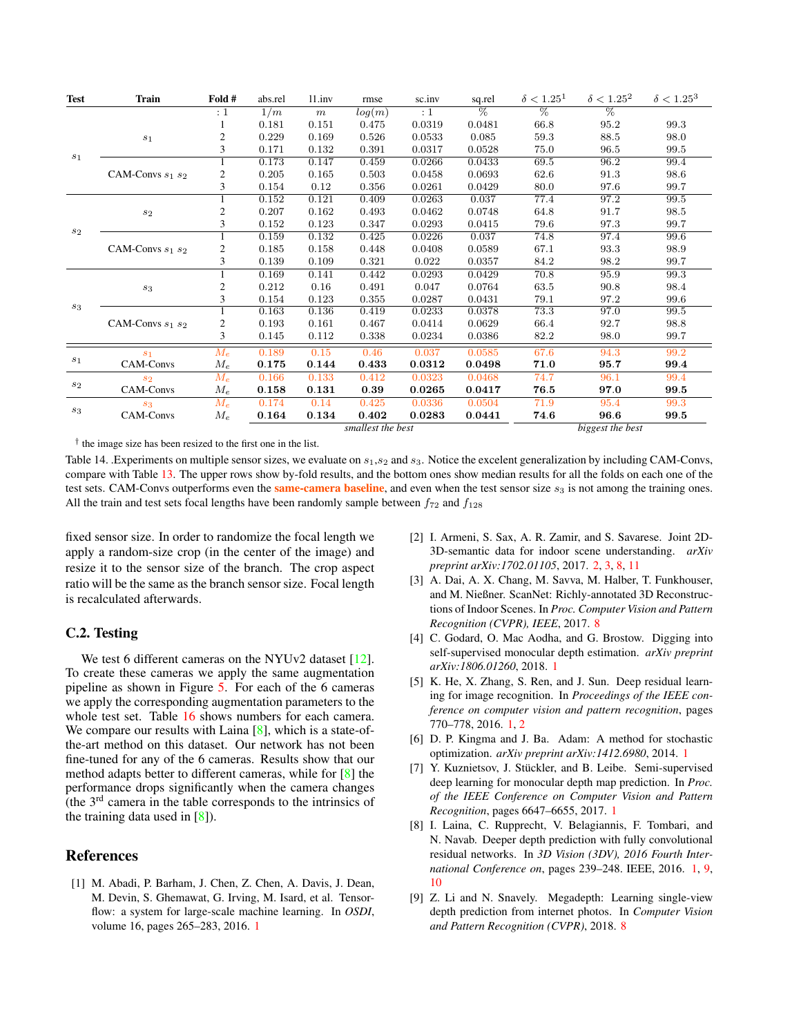| Test | Train | Fold # | abs.rel | l1.inv | rmse | sc.inv | sq.rel | $\delta < 1.25^1$ | $\delta < 1.25^2$ | $\delta < 1.25^3$ |
|---|---|---|---|---|---|---|---|---|---|---|
| | | : 1 | $1/m$ | $m$ | $log(m)$ | : 1 | % | % | % | |
| $s_1$ | $s_1$ | 1 | 0.181 | 0.151 | 0.475 | 0.0319 | 0.0481 | 66.8 | 95.2 | 99.3 |
| | | 2 | 0.229 | 0.169 | 0.526 | 0.0533 | 0.085 | 59.3 | 88.5 | 98.0 |
| | | 3 | 0.171 | 0.132 | 0.391 | 0.0317 | 0.0528 | 75.0 | 96.5 | 99.5 |
| | CAM-Convs $s_1$ $s_2$ | 1 | 0.173 | 0.147 | 0.459 | 0.0266 | 0.0433 | 69.5 | 96.2 | 99.4 |
| | | 2 | 0.205 | 0.165 | 0.503 | 0.0458 | 0.0693 | 62.6 | 91.3 | 98.6 |
| | | 3 | 0.154 | 0.12 | 0.356 | 0.0261 | 0.0429 | 80.0 | 97.6 | 99.7 |
| $s_2$ | $s_2$ | 1 | 0.152 | 0.121 | 0.409 | 0.0263 | 0.037 | 77.4 | 97.2 | 99.5 |
| | | 2 | 0.207 | 0.162 | 0.493 | 0.0462 | 0.0748 | 64.8 | 91.7 | 98.5 |
| | | 3 | 0.152 | 0.123 | 0.347 | 0.0293 | 0.0415 | 79.6 | 97.3 | 99.7 |
| | CAM-Convs $s_1$ $s_2$ | 1 | 0.159 | 0.132 | 0.425 | 0.0226 | 0.037 | 74.8 | 97.4 | 99.6 |
| | | 2 | 0.185 | 0.158 | 0.448 | 0.0408 | 0.0589 | 67.1 | 93.3 | 98.9 |
| | | 3 | 0.139 | 0.109 | 0.321 | 0.022 | 0.0357 | 84.2 | 98.2 | 99.7 |
| $s_3$ | $s_3$ | 1 | 0.169 | 0.141 | 0.442 | 0.0293 | 0.0429 | 70.8 | 95.9 | 99.3 |
| | | 2 | 0.212 | 0.16 | 0.491 | 0.047 | 0.0764 | 63.5 | 90.8 | 98.4 |
| | | 3 | 0.154 | 0.123 | 0.355 | 0.0287 | 0.0431 | 79.1 | 97.2 | 99.6 |
| | CAM-Convs $s_1$ $s_2$ | 1 | 0.163 | 0.136 | 0.419 | 0.0233 | 0.0378 | 73.3 | 97.0 | 99.5 |
| | | 2 | 0.193 | 0.161 | 0.467 | 0.0414 | 0.0629 | 66.4 | 92.7 | 98.8 |
| | | 3 | 0.145 | 0.112 | 0.338 | 0.0234 | 0.0386 | 82.2 | 98.0 | 99.7 |
| $s_1$ | $s_1$ | $M_e$ | 0.189 | 0.15 | 0.46 | 0.037 | 0.0585 | 67.6 | 94.3 | 99.2 |
| | CAM-Convs | $M_e$ | **0.175** | **0.144** | **0.433** | **0.0312** | **0.0498** | **71.0** | **95.7** | **99.4** |
| $s_2$ | $s_2$ | $M_e$ | 0.166 | 0.133 | 0.412 | 0.0323 | 0.0468 | 74.7 | 96.1 | 99.4 |
| | CAM-Convs | $M_e$ | **0.158** | **0.131** | **0.39** | **0.0265** | **0.0417** | **76.5** | **97.0** | **99.5** |
| $s_3$ | $s_3$ | $M_e$ | 0.174 | 0.14 | 0.425 | 0.0336 | 0.0504 | 71.9 | 95.4 | 99.3 |
| | CAM-Convs | $M_e$ | **0.164** | **0.134** | **0.402** | **0.0283** | **0.0441** | **74.6** | **96.6** | **99.5** |
| | | | *smallest the best* | | | | | *biggest the best* | | |

† the image size has been resized to the first one in the list.

Table 14. .Experiments on multiple sensor sizes, we evaluate on $s_1$,$s_2$ and $s_3$. Notice the excelent generalization by including CAM-Convs, compare with Table 13. The upper rows show by-fold results, and the bottom ones show median results for all the folds on each one of the test sets. CAM-Convs outperforms even the **same-camera baseline**, and even when the test sensor size $s_3$ is not among the training ones. All the train and test sets focal lengths have been randomly sample between $f_{72}$ and $f_{128}$

fixed sensor size. In order to randomize the focal length we apply a random-size crop (in the center of the image) and resize it to the sensor size of the branch. The crop aspect ratio will be the same as the branch sensor size. Focal length is recalculated afterwards.

### C.2. Testing

We test 6 different cameras on the NYUv2 dataset [12]. To create these cameras we apply the same augmentation pipeline as shown in Figure 5. For each of the 6 cameras we apply the corresponding augmentation parameters to the whole test set. Table 16 shows numbers for each camera. We compare our results with Laina [8], which is a state-of-the-art method on this dataset. Our network has not been fine-tuned for any of the 6 cameras. Results show that our method adapts better to different cameras, while for [8] the performance drops significantly when the camera changes (the 3rd camera in the table corresponds to the intrinsics of the training data used in [8]).

## References

[1] M. Abadi, P. Barham, J. Chen, Z. Chen, A. Davis, J. Dean, M. Devin, S. Ghemawat, G. Irving, M. Isard, et al. Tensorflow: a system for large-scale machine learning. In *OSDI*, volume 16, pages 265–283, 2016. 1

[2] I. Armeni, S. Sax, A. R. Zamir, and S. Savarese. Joint 2D-3D-semantic data for indoor scene understanding. *arXiv preprint arXiv:1702.01105*, 2017. 2, 3, 8, 11

[3] A. Dai, A. X. Chang, M. Savva, M. Halber, T. Funkhouser, and M. Nießner. ScanNet: Richly-annotated 3D Reconstructions of Indoor Scenes. In *Proc. Computer Vision and Pattern Recognition (CVPR), IEEE*, 2017. 8

[4] C. Godard, O. Mac Aodha, and G. Brostow. Digging into self-supervised monocular depth estimation. *arXiv preprint arXiv:1806.01260*, 2018. 1

[5] K. He, X. Zhang, S. Ren, and J. Sun. Deep residual learning for image recognition. In *Proceedings of the IEEE conference on computer vision and pattern recognition*, pages 770–778, 2016. 1, 2

[6] D. P. Kingma and J. Ba. Adam: A method for stochastic optimization. *arXiv preprint arXiv:1412.6980*, 2014. 1

[7] Y. Kuznietsov, J. Stückler, and B. Leibe. Semi-supervised deep learning for monocular depth map prediction. In *Proc. of the IEEE Conference on Computer Vision and Pattern Recognition*, pages 6647–6655, 2017. 1

[8] I. Laina, C. Rupprecht, V. Belagiannis, F. Tombari, and N. Navab. Deeper depth prediction with fully convolutional residual networks. In *3D Vision (3DV), 2016 Fourth International Conference on*, pages 239–248. IEEE, 2016. 1, 9, 10

[9] Z. Li and N. Snavely. Megadepth: Learning single-view depth prediction from internet photos. In *Computer Vision and Pattern Recognition (CVPR)*, 2018. 8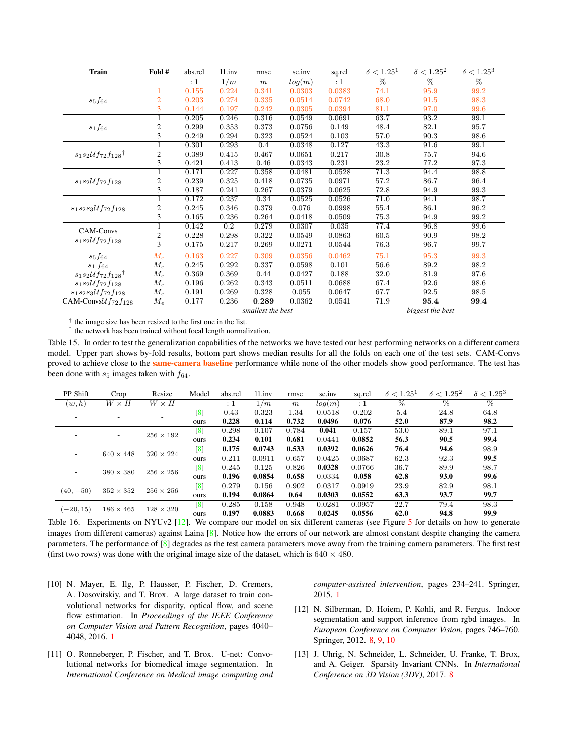| Train | Fold # | abs.rel | l1.inv | rmse | sc.inv | sq.rel | $\delta < 1.25^1$ | $\delta < 1.25^2$ | $\delta < 1.25^3$ |
|---|---|---|---|---|---|---|---|---|---|
| | | $:1$ | $1/m$ | $m$ | $log(m)$ | $:1$ | % | % | % |
| $s_5 f_{64}$ | 1 | 0.155 | 0.224 | 0.341 | 0.0303 | 0.0383 | 74.1 | 95.9 | 99.2 |
| | 2 | 0.203 | 0.274 | 0.335 | 0.0514 | 0.0742 | 68.0 | 91.5 | 98.3 |
| | 3 | 0.144 | 0.197 | 0.242 | 0.0305 | 0.0394 | 81.1 | 97.0 | 99.6 |
| $s_1 f_{64}$ | 1 | 0.205 | 0.246 | 0.316 | 0.0549 | 0.0691 | 63.7 | 93.2 | 99.1 |
| | 2 | 0.299 | 0.353 | 0.373 | 0.0756 | 0.149 | 48.4 | 82.1 | 95.7 |
| | 3 | 0.249 | 0.294 | 0.323 | 0.0524 | 0.103 | 57.0 | 90.3 | 98.6 |
| $s_1 s_2 \mathcal{U} f_{72} f_{128}$ † | 1 | 0.301 | 0.293 | 0.4 | 0.0348 | 0.127 | 43.3 | 91.6 | 99.1 |
| | 2 | 0.389 | 0.415 | 0.467 | 0.0651 | 0.217 | 30.8 | 75.7 | 94.6 |
| | 3 | 0.421 | 0.413 | 0.46 | 0.0343 | 0.231 | 23.2 | 77.2 | 97.3 |
| $s_1 s_2 \mathcal{U} f_{72} f_{128}$ | 1 | 0.171 | 0.227 | 0.358 | 0.0481 | 0.0528 | 71.3 | 94.4 | 98.8 |
| | 2 | 0.239 | 0.325 | 0.418 | 0.0735 | 0.0971 | 57.2 | 86.7 | 96.4 |
| | 3 | 0.187 | 0.241 | 0.267 | 0.0379 | 0.0625 | 72.8 | 94.9 | 99.3 |
| $s_1 s_2 s_3 \mathcal{U} f_{72} f_{128}$ | 1 | 0.172 | 0.237 | 0.34 | 0.0525 | 0.0526 | 71.0 | 94.1 | 98.7 |
| | 2 | 0.245 | 0.346 | 0.379 | 0.076 | 0.0998 | 55.4 | 86.1 | 96.2 |
| | 3 | 0.165 | 0.236 | 0.264 | 0.0418 | 0.0509 | 75.3 | 94.9 | 99.2 |
| CAM-Convs $s_1 s_2 \mathcal{U} f_{72} f_{128}$ | 1 | 0.142 | 0.2 | 0.279 | 0.0307 | 0.035 | 77.4 | 96.8 | 99.6 |
| | 2 | 0.228 | 0.298 | 0.322 | 0.0549 | 0.0863 | 60.5 | 90.9 | 98.2 |
| | 3 | 0.175 | 0.217 | 0.269 | 0.0271 | 0.0544 | 76.3 | 96.7 | 99.7 |
| $s_5 f_{64}$ | $M_e$ | 0.163 | 0.227 | 0.309 | 0.0356 | 0.0462 | 75.1 | 95.3 | 99.3 |
| $s_1 f_{64}$ | $M_e$ | 0.245 | 0.292 | 0.337 | 0.0598 | 0.101 | 56.6 | 89.2 | 98.2 |
| $s_1 s_2 \mathcal{U} f_{72} f_{128}$ † | $M_e$ | 0.369 | 0.369 | 0.44 | 0.0427 | 0.188 | 32.0 | 81.9 | 97.6 |
| $s_1 s_2 \mathcal{U} f_{72} f_{128}$ | $M_e$ | 0.196 | 0.262 | 0.343 | 0.0511 | 0.0688 | 67.4 | 92.6 | 98.6 |
| $s_1 s_2 s_3 \mathcal{U} f_{72} f_{128}$ | $M_e$ | 0.191 | 0.269 | 0.328 | 0.055 | 0.0647 | 67.7 | 92.5 | 98.5 |
| CAM-Convs $\mathcal{U} f_{72} f_{128}$ | $M_e$ | 0.177 | 0.236 | **0.289** | 0.0362 | 0.0541 | 71.9 | **95.4** | **99.4** |
| | | *smallest the best* | | | | | *biggest the best* | | |

† the image size has been resized to the first one in the list.
* the network has been trained without focal length normalization.

Table 15. In order to test the generalization capabilities of the networks we have tested our best performing networks on a different camera model. Upper part shows by-fold results, bottom part shows median results for all the folds on each one of the test sets. CAM-Convs proved to achieve close to the **same-camera baseline** performance while none of the other models show good performance. The test has been done with $s_5$ images taken with $f_{64}$.

| PP Shift | Crop | Resize | Model | abs.rel | l1.inv | rmse | sc.inv | sq.rel | $\delta < 1.25^1$ | $\delta < 1.25^2$ | $\delta < 1.25^3$ |
|---|---|---|---|---|---|---|---|---|---|---|---|
| $(w, h)$ | $W \times H$ | $W \times H$ | | $:1$ | $1/m$ | $m$ | $log(m)$ | $:1$ | % | % | % |
| - | - | - | [8] | 0.43 | 0.323 | 1.34 | 0.0518 | 0.202 | 5.4 | 24.8 | 64.8 |
| | | | ours | **0.228** | **0.114** | **0.732** | **0.0496** | **0.076** | **52.0** | **87.9** | **98.2** |
| - | - | $256 \times 192$ | [8] | 0.298 | 0.107 | 0.784 | **0.041** | 0.157 | 53.0 | 89.1 | 97.1 |
| | | | ours | **0.234** | **0.101** | **0.681** | 0.0441 | **0.0852** | **56.3** | **90.5** | **99.4** |
| - | $640 \times 448$ | $320 \times 224$ | [8] | **0.175** | **0.0743** | **0.533** | **0.0392** | **0.0626** | **76.4** | **94.6** | 98.9 |
| | | | ours | 0.211 | 0.0911 | 0.657 | 0.0425 | 0.0687 | 62.3 | 92.3 | **99.5** |
| - | $380 \times 380$ | $256 \times 256$ | [8] | 0.245 | 0.125 | 0.826 | **0.0328** | 0.0766 | 36.7 | 89.9 | 98.7 |
| | | | ours | **0.196** | **0.0854** | **0.658** | 0.0334 | **0.058** | **62.8** | **93.0** | **99.6** |
| $(40, -50)$ | $352 \times 352$ | $256 \times 256$ | [8] | 0.279 | 0.156 | 0.902 | 0.0317 | 0.0919 | 23.9 | 82.9 | 98.1 |
| | | | ours | **0.194** | **0.0864** | **0.64** | **0.0303** | **0.0552** | **63.3** | **93.7** | **99.7** |
| $(-20, 15)$ | $186 \times 465$ | $128 \times 320$ | [8] | 0.285 | 0.158 | 0.948 | 0.0281 | 0.0957 | 22.7 | 79.4 | 98.3 |
| | | | ours | **0.197** | **0.0883** | **0.668** | **0.0245** | **0.0556** | **62.0** | **94.8** | **99.9** |

Table 16. Experiments on NYUv2 [12]. We compare our model on six different cameras (see Figure 5 for details on how to generate images from different cameras) against Laina [8]. Notice how the errors of our network are almost constant despite changing the camera parameters. The performance of [8] degrades as the test camera parameters move away from the training camera parameters. The first test (first two rows) was done with the original image size of the dataset, which is $640 \times 480$.

[10] N. Mayer, E. Ilg, P. Hausser, P. Fischer, D. Cremers, A. Dosovitskiy, and T. Brox. A large dataset to train convolutional networks for disparity, optical flow, and scene flow estimation. In *Proceedings of the IEEE Conference on Computer Vision and Pattern Recognition*, pages 4040–4048, 2016. 1

[11] O. Ronneberger, P. Fischer, and T. Brox. U-net: Convolutional networks for biomedical image segmentation. In *International Conference on Medical image computing and computer-assisted intervention*, pages 234–241. Springer, 2015. 1

[12] N. Silberman, D. Hoiem, P. Kohli, and R. Fergus. Indoor segmentation and support inference from rgbd images. In *European Conference on Computer Vision*, pages 746–760. Springer, 2012. 8, 9, 10

[13] J. Uhrig, N. Schneider, L. Schneider, U. Franke, T. Brox, and A. Geiger. Sparsity Invariant CNNs. In *International Conference on 3D Vision (3DV)*, 2017. 8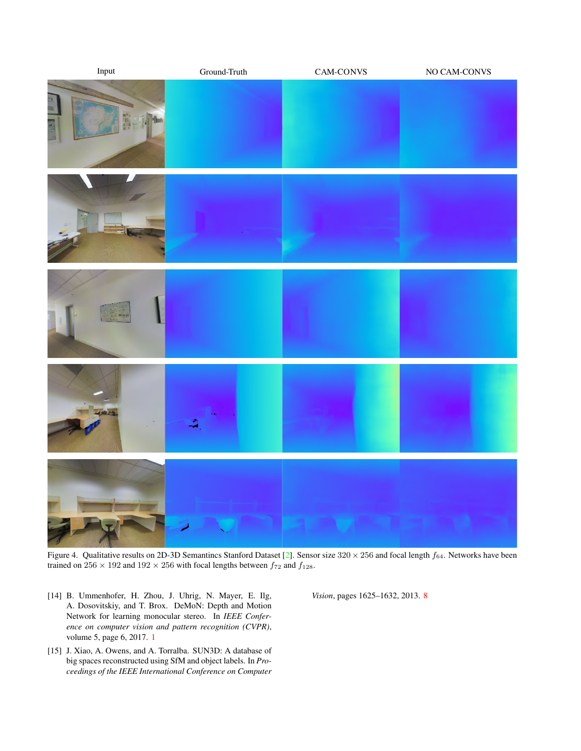Input | Ground-Truth | CAM-CONVS | NO CAM-CONVS

Figure 4. Qualitative results on 2D-3D Semantincs Stanford Dataset [2]. Sensor size $320 \times 256$ and focal length $f_{64}$. Networks have been trained on $256 \times 192$ and $192 \times 256$ with focal lengths between $f_{72}$ and $f_{128}$.

[14] B. Ummenhofer, H. Zhou, J. Uhrig, N. Mayer, E. Ilg, A. Dosovitskiy, and T. Brox. DeMoN: Depth and Motion Network for learning monocular stereo. In *IEEE Conference on computer vision and pattern recognition (CVPR)*, volume 5, page 6, 2017. 1

[15] J. Xiao, A. Owens, and A. Torralba. SUN3D: A database of big spaces reconstructed using SfM and object labels. In *Proceedings of the IEEE International Conference on Computer Vision*, pages 1625–1632, 2013. 8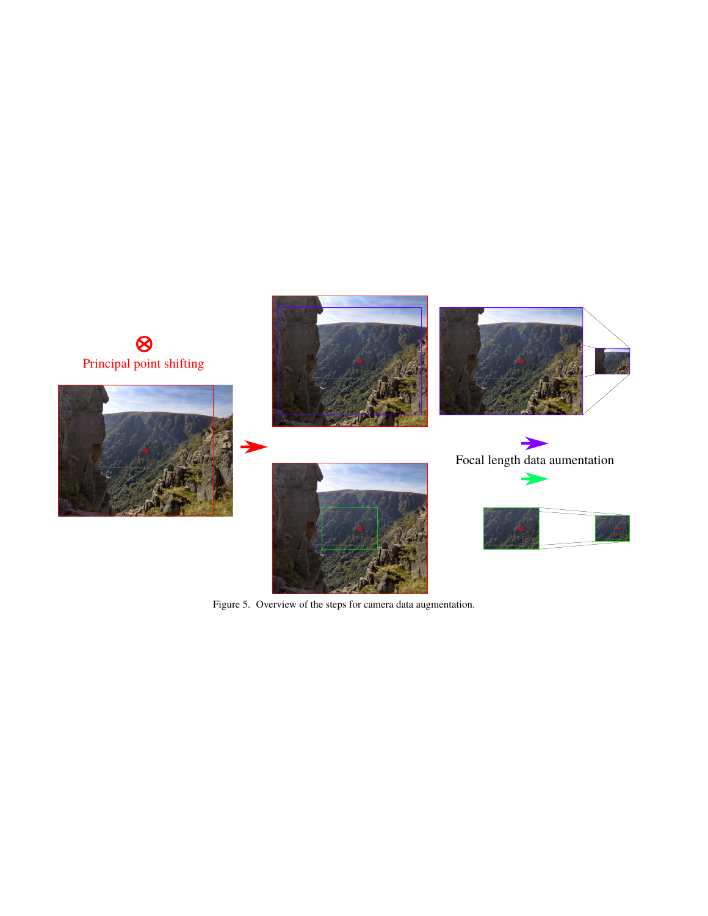Principal point shifting

Focal length data aumentation

Figure 5. Overview of the steps for camera data augmentation.